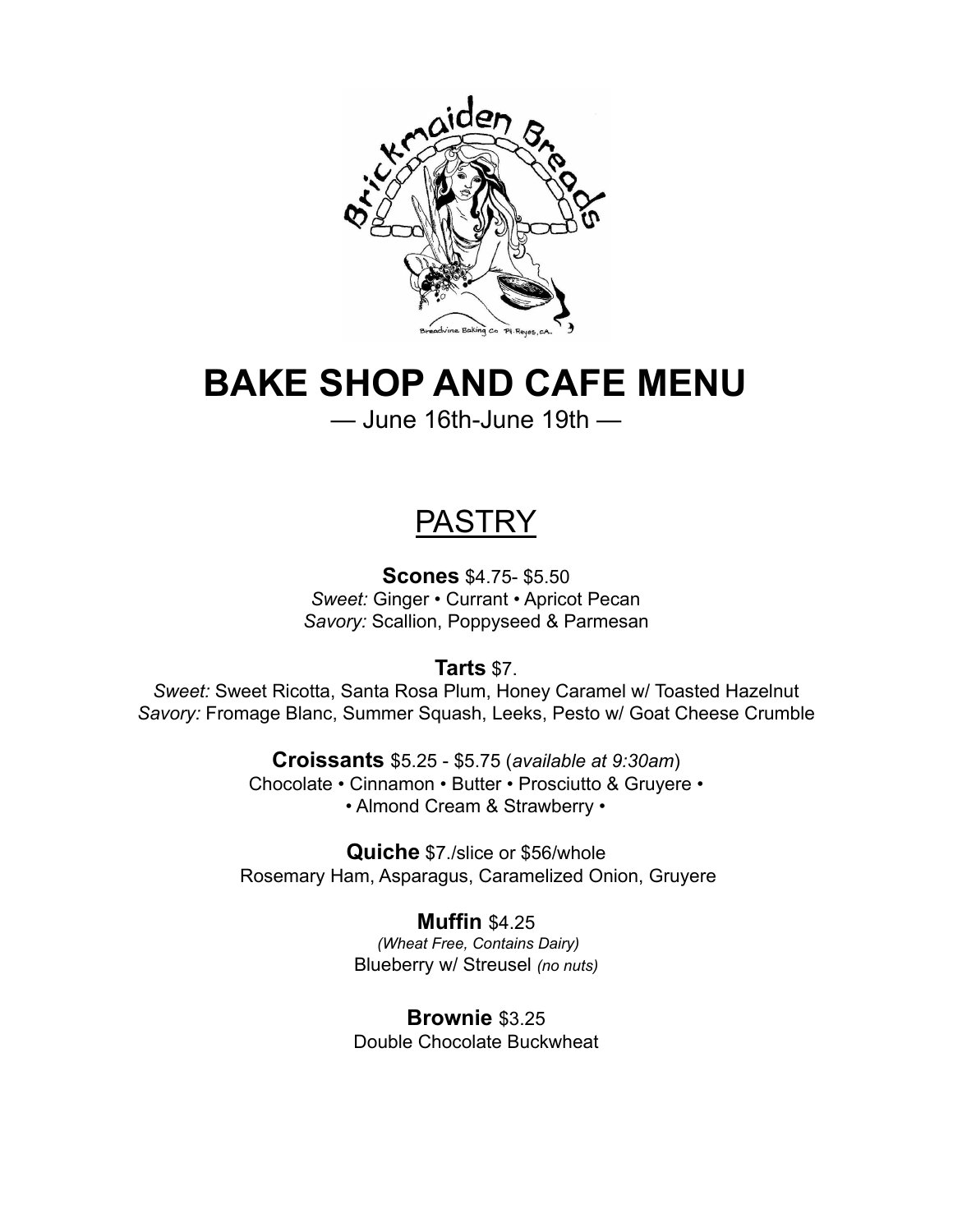# BAKE SHOP AND CAFE MENU

— June 16th-June 19th —

## PASTRY

**Scones** $4.75- $5.50
*Sweet:* Ginger • Currant • Apricot Pecan
*Savory:* Scallion, Poppyseed & Parmesan

**Tarts** $7.
*Sweet:* Sweet Ricotta, Santa Rosa Plum, Honey Caramel w/ Toasted Hazelnut
*Savory:* Fromage Blanc, Summer Squash, Leeks, Pesto w/ Goat Cheese Crumble

**Croissants** $5.25 - $5.75 (*available at 9:30am*)
Chocolate • Cinnamon • Butter • Prosciutto & Gruyere •
• Almond Cream & Strawberry •

**Quiche** $7./slice or $56/whole
Rosemary Ham, Asparagus, Caramelized Onion, Gruyere

**Muffin** $4.25
*(Wheat Free, Contains Dairy)*
Blueberry w/ Streusel *(no nuts)*

**Brownie** $3.25
Double Chocolate Buckwheat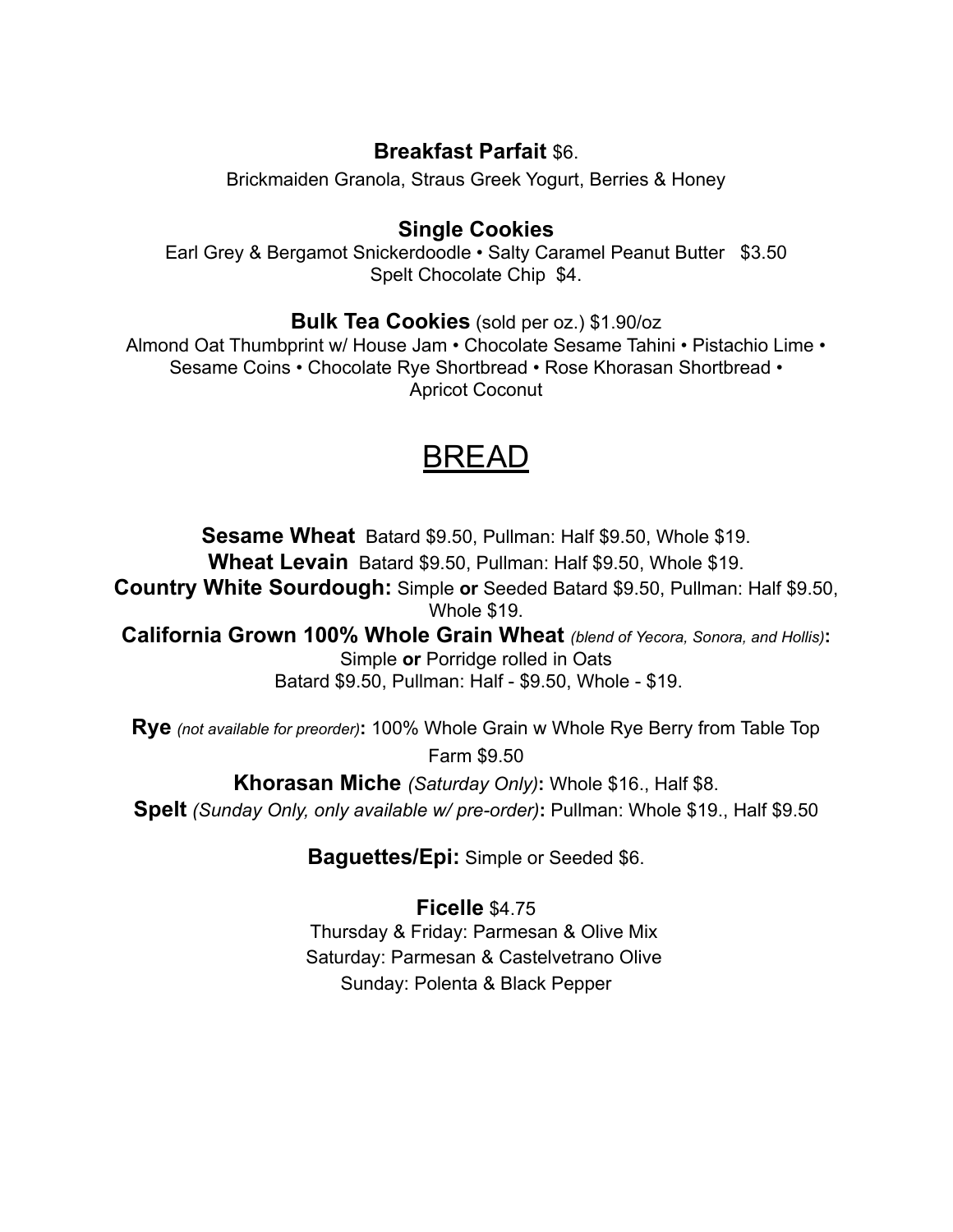**Breakfast Parfait** $6.

Brickmaiden Granola, Straus Greek Yogurt, Berries & Honey

**Single Cookies**

Earl Grey & Bergamot Snickerdoodle • Salty Caramel Peanut Butter $3.50

Spelt Chocolate Chip $4.

**Bulk Tea Cookies** (sold per oz.) $1.90/oz

Almond Oat Thumbprint w/ House Jam • Chocolate Sesame Tahini • Pistachio Lime • Sesame Coins • Chocolate Rye Shortbread • Rose Khorasan Shortbread • Apricot Coconut

# BREAD

**Sesame Wheat** Batard $9.50, Pullman: Half $9.50, Whole $19.

**Wheat Levain** Batard $9.50, Pullman: Half $9.50, Whole $19.

**Country White Sourdough:** Simple **or** Seeded Batard $9.50, Pullman: Half $9.50, Whole $19.

**California Grown 100% Whole Grain Wheat** *(blend of Yecora, Sonora, and Hollis)***:**
Simple **or** Porridge rolled in Oats
Batard $9.50, Pullman: Half - $9.50, Whole - $19.

**Rye** *(not available for preorder)***:** 100% Whole Grain w Whole Rye Berry from Table Top Farm $9.50

**Khorasan Miche** *(Saturday Only)***:** Whole $16., Half $8.

**Spelt** *(Sunday Only, only available w/ pre-order)***:** Pullman: Whole $19., Half $9.50

**Baguettes/Epi:** Simple or Seeded $6.

**Ficelle** $4.75

Thursday & Friday: Parmesan & Olive Mix
Saturday: Parmesan & Castelvetrano Olive
Sunday: Polenta & Black Pepper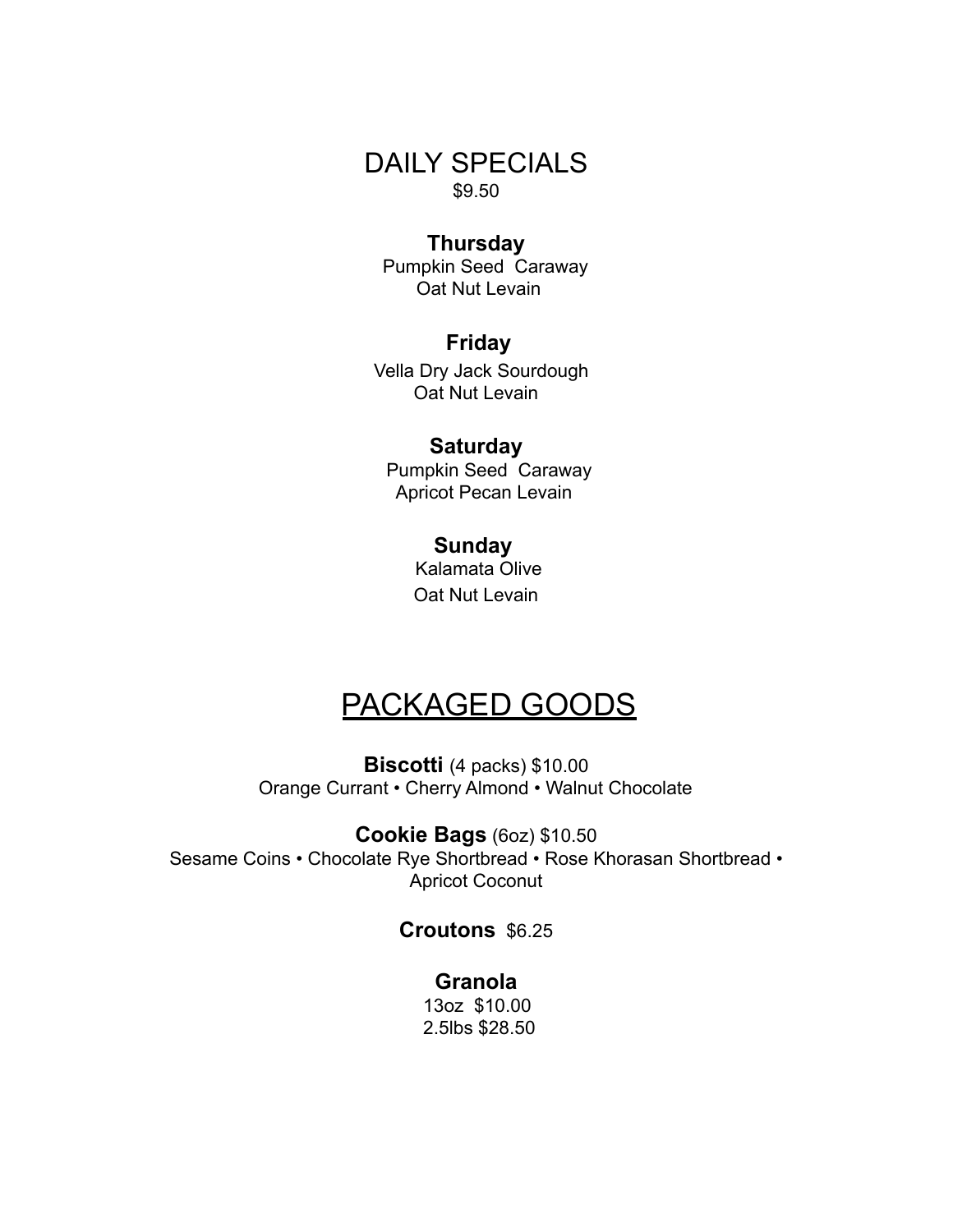# DAILY SPECIALS

$9.50

### Thursday

Pumpkin Seed Caraway
Oat Nut Levain

### Friday

Vella Dry Jack Sourdough
Oat Nut Levain

### Saturday

Pumpkin Seed Caraway
Apricot Pecan Levain

### Sunday

Kalamata Olive
Oat Nut Levain

# PACKAGED GOODS

**Biscotti** (4 packs) $10.00
Orange Currant • Cherry Almond • Walnut Chocolate

**Cookie Bags** (6oz) $10.50
Sesame Coins • Chocolate Rye Shortbread • Rose Khorasan Shortbread • Apricot Coconut

**Croutons** $6.25

**Granola**
13oz $10.00
2.5lbs $28.50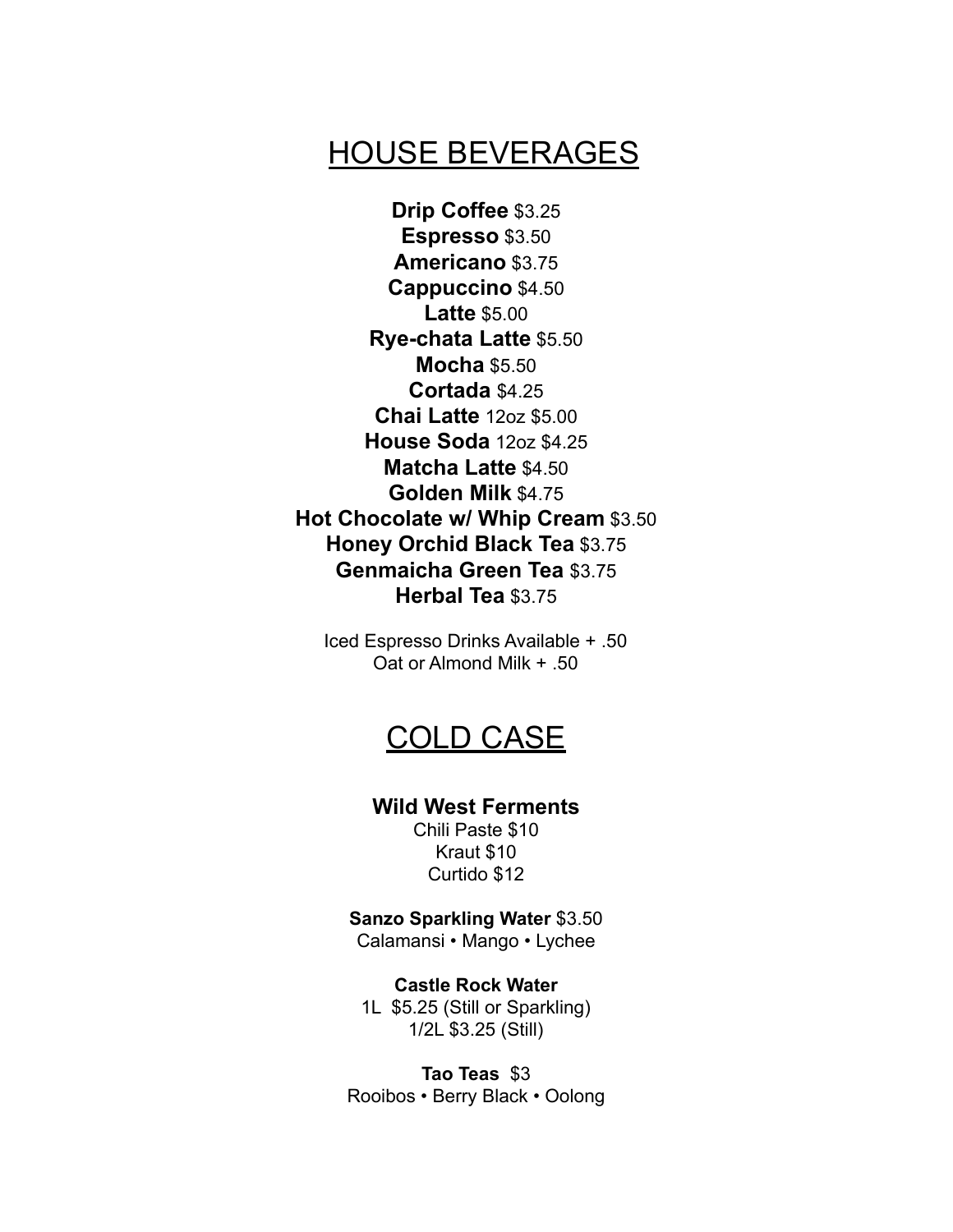# HOUSE BEVERAGES

**Drip Coffee** $3.25
**Espresso** $3.50
**Americano** $3.75
**Cappuccino** $4.50
**Latte** $5.00
**Rye-chata Latte** $5.50
**Mocha** $5.50
**Cortada** $4.25
**Chai Latte** 12oz $5.00
**House Soda** 12oz $4.25
**Matcha Latte** $4.50
**Golden Milk** $4.75
**Hot Chocolate w/ Whip Cream** $3.50
**Honey Orchid Black Tea** $3.75
**Genmaicha Green Tea** $3.75
**Herbal Tea** $3.75

Iced Espresso Drinks Available + .50
Oat or Almond Milk + .50

# COLD CASE

**Wild West Ferments**
Chili Paste $10
Kraut $10
Curtido $12

**Sanzo Sparkling Water** $3.50
Calamansi • Mango • Lychee

**Castle Rock Water**
1L $5.25 (Still or Sparkling)
1/2L $3.25 (Still)

**Tao Teas** $3
Rooibos • Berry Black • Oolong